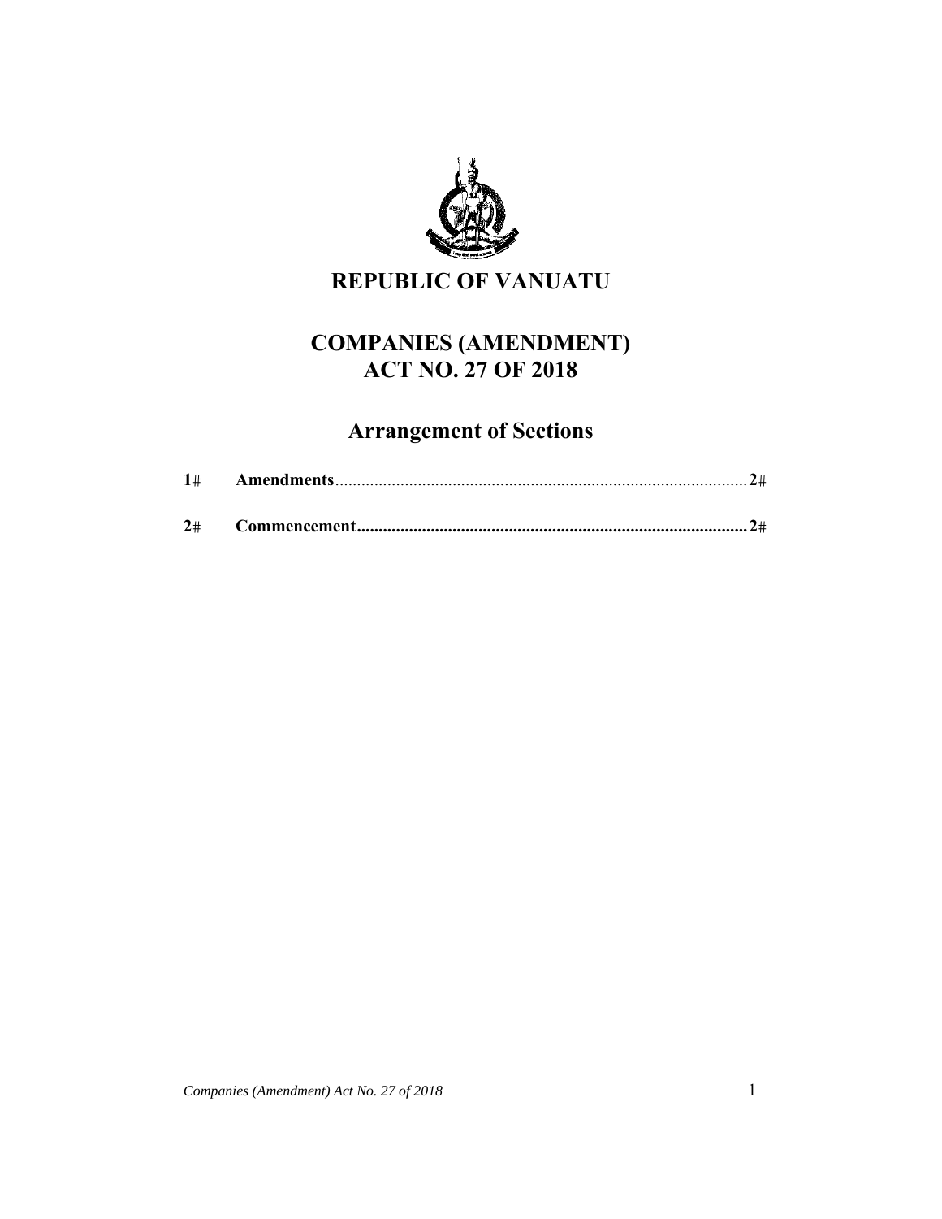# REPUBLIC OF VANUATU

## COMPANIES (AMENDMENT) ACT NO. 27 OF 2018

## Arrangement of Sections

| | | |
|---|---|---|
| **1** | **Amendments** | **2** |
| **2** | **Commencement** | **2** |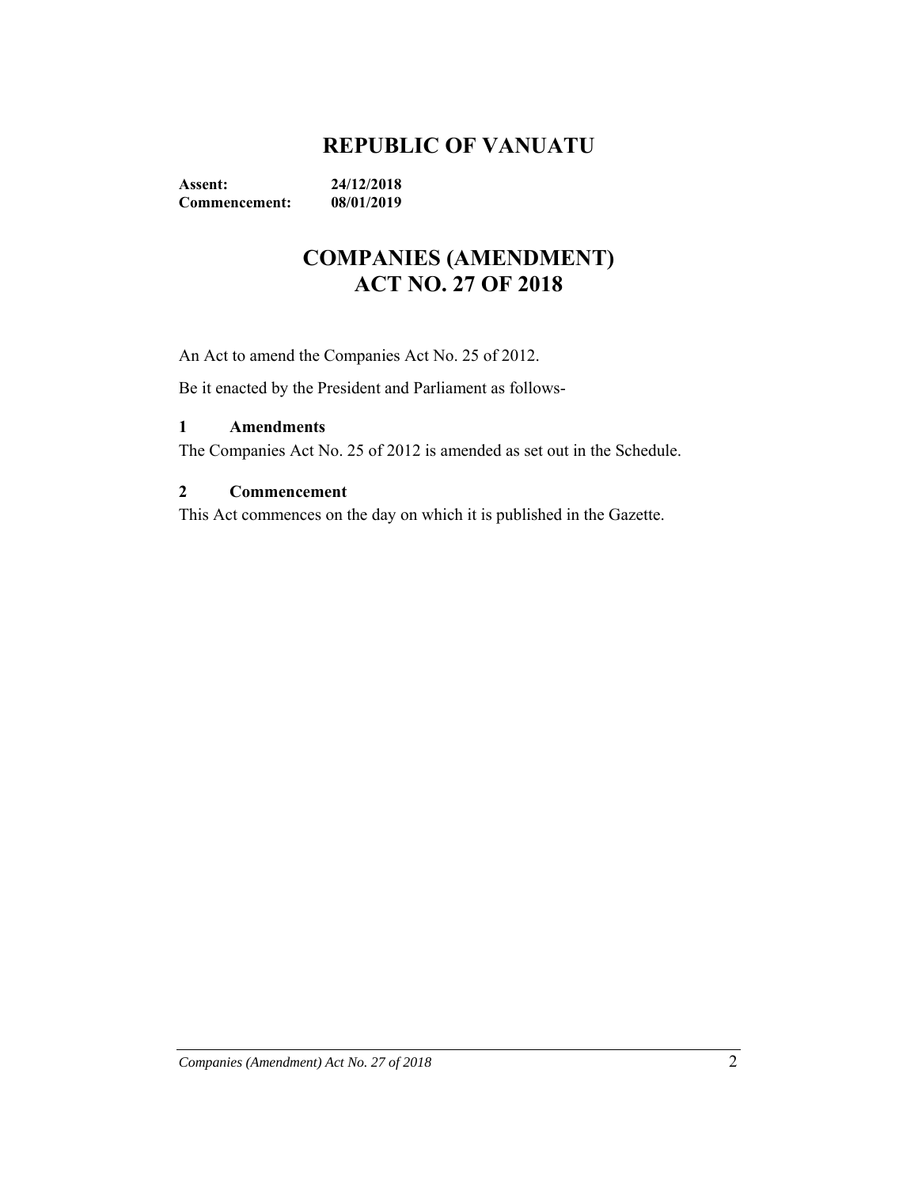# REPUBLIC OF VANUATU

**Assent:** **24/12/2018**
**Commencement:** **08/01/2019**

# COMPANIES (AMENDMENT) ACT NO. 27 OF 2018

An Act to amend the Companies Act No. 25 of 2012.

Be it enacted by the President and Parliament as follows-

### 1 Amendments

The Companies Act No. 25 of 2012 is amended as set out in the Schedule.

### 2 Commencement

This Act commences on the day on which it is published in the Gazette.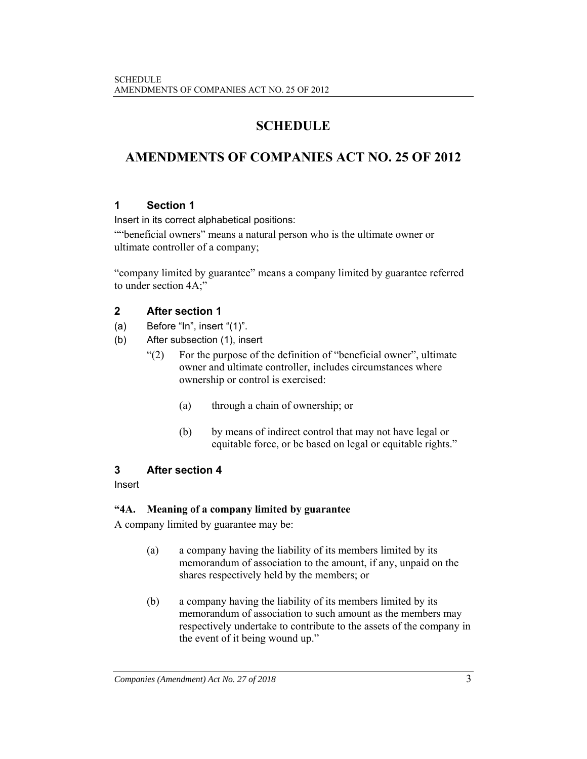# SCHEDULE

# AMENDMENTS OF COMPANIES ACT NO. 25 OF 2012

### 1 Section 1

Insert in its correct alphabetical positions:

""beneficial owners" means a natural person who is the ultimate owner or ultimate controller of a company;

"company limited by guarantee" means a company limited by guarantee referred to under section 4A;"

### 2 After section 1

(a) Before "In", insert "(1)".

(b) After subsection (1), insert

"(2) For the purpose of the definition of "beneficial owner", ultimate owner and ultimate controller, includes circumstances where ownership or control is exercised:

(a) through a chain of ownership; or

(b) by means of indirect control that may not have legal or equitable force, or be based on legal or equitable rights."

### 3 After section 4

Insert

**"4A. Meaning of a company limited by guarantee**

A company limited by guarantee may be:

(a) a company having the liability of its members limited by its memorandum of association to the amount, if any, unpaid on the shares respectively held by the members; or

(b) a company having the liability of its members limited by its memorandum of association to such amount as the members may respectively undertake to contribute to the assets of the company in the event of it being wound up."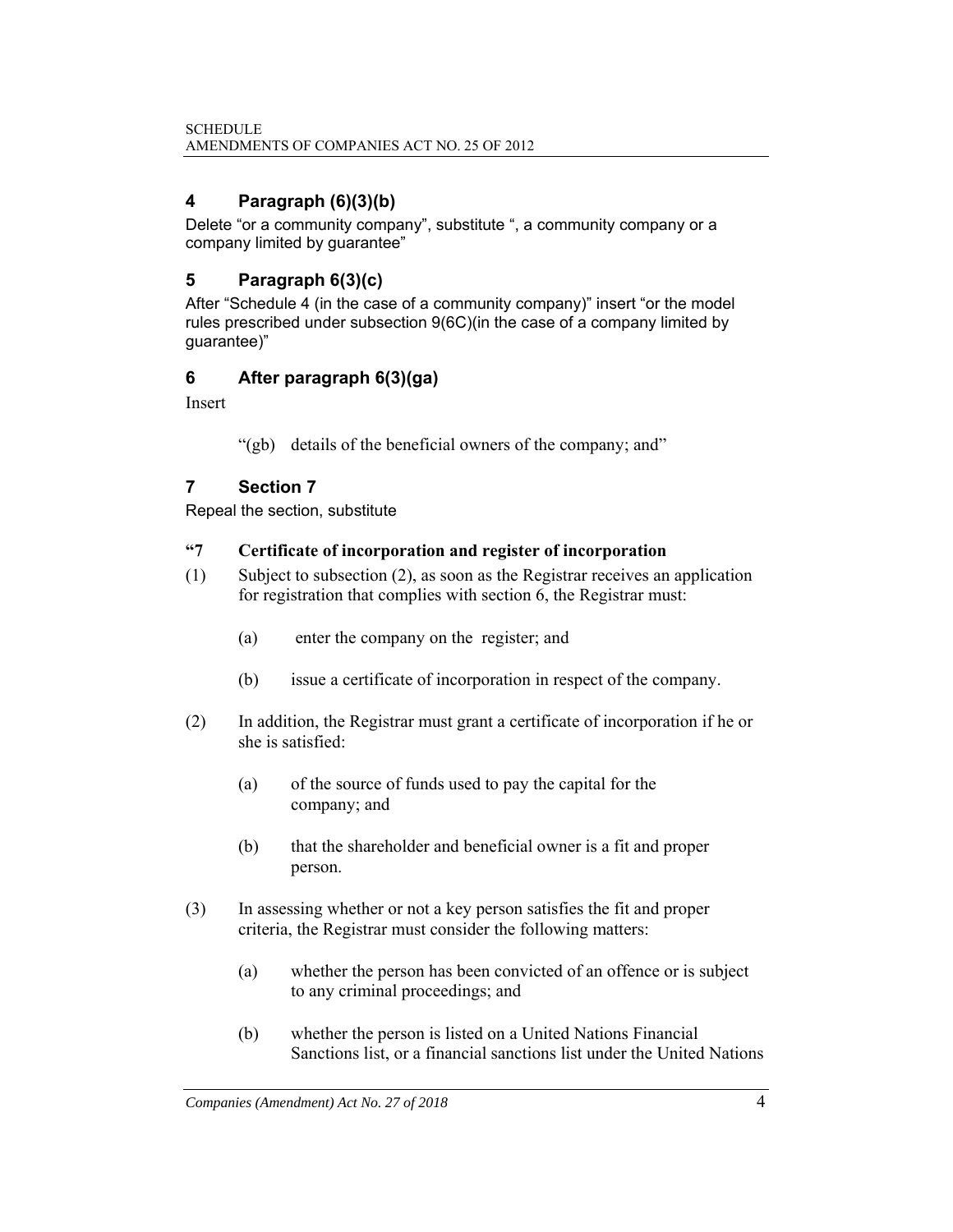## 4 Paragraph (6)(3)(b)

Delete “or a community company”, substitute “, a community company or a company limited by guarantee”

## 5 Paragraph 6(3)(c)

After “Schedule 4 (in the case of a community company)” insert “or the model rules prescribed under subsection 9(6C)(in the case of a company limited by guarantee)”

## 6 After paragraph 6(3)(ga)

Insert

> “(gb) details of the beneficial owners of the company; and”

## 7 Section 7

Repeal the section, substitute

**“7 Certificate of incorporation and register of incorporation**

(1) Subject to subsection (2), as soon as the Registrar receives an application for registration that complies with section 6, the Registrar must:

> (a) enter the company on the register; and
>
> (b) issue a certificate of incorporation in respect of the company.

(2) In addition, the Registrar must grant a certificate of incorporation if he or she is satisfied:

> (a) of the source of funds used to pay the capital for the company; and
>
> (b) that the shareholder and beneficial owner is a fit and proper person.

(3) In assessing whether or not a key person satisfies the fit and proper criteria, the Registrar must consider the following matters:

> (a) whether the person has been convicted of an offence or is subject to any criminal proceedings; and
>
> (b) whether the person is listed on a United Nations Financial Sanctions list, or a financial sanctions list under the United Nations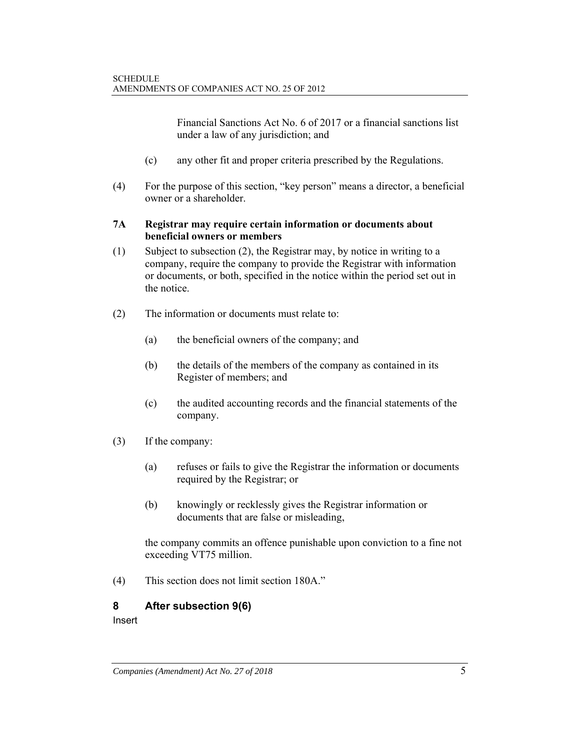Financial Sanctions Act No. 6 of 2017 or a financial sanctions list under a law of any jurisdiction; and

(c) any other fit and proper criteria prescribed by the Regulations.

(4) For the purpose of this section, "key person" means a director, a beneficial owner or a shareholder.

**7A Registrar may require certain information or documents about beneficial owners or members**

(1) Subject to subsection (2), the Registrar may, by notice in writing to a company, require the company to provide the Registrar with information or documents, or both, specified in the notice within the period set out in the notice.

(2) The information or documents must relate to:

(a) the beneficial owners of the company; and

(b) the details of the members of the company as contained in its Register of members; and

(c) the audited accounting records and the financial statements of the company.

(3) If the company:

(a) refuses or fails to give the Registrar the information or documents required by the Registrar; or

(b) knowingly or recklessly gives the Registrar information or documents that are false or misleading,

the company commits an offence punishable upon conviction to a fine not exceeding VT75 million.

(4) This section does not limit section 180A."

## 8 After subsection 9(6)

Insert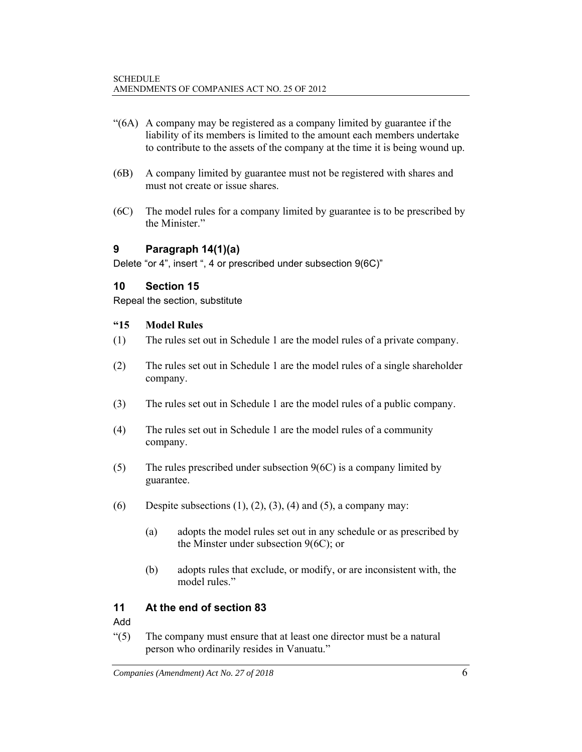"(6A) A company may be registered as a company limited by guarantee if the liability of its members is limited to the amount each members undertake to contribute to the assets of the company at the time it is being wound up.

(6B) A company limited by guarantee must not be registered with shares and must not create or issue shares.

(6C) The model rules for a company limited by guarantee is to be prescribed by the Minister."

## 9 Paragraph 14(1)(a)

Delete "or 4", insert ", 4 or prescribed under subsection 9(6C)"

## 10 Section 15

Repeal the section, substitute

**"15 Model Rules**

(1) The rules set out in Schedule 1 are the model rules of a private company.

(2) The rules set out in Schedule 1 are the model rules of a single shareholder company.

(3) The rules set out in Schedule 1 are the model rules of a public company.

(4) The rules set out in Schedule 1 are the model rules of a community company.

(5) The rules prescribed under subsection 9(6C) is a company limited by guarantee.

(6) Despite subsections (1), (2), (3), (4) and (5), a company may:

(a) adopts the model rules set out in any schedule or as prescribed by the Minster under subsection 9(6C); or

(b) adopts rules that exclude, or modify, or are inconsistent with, the model rules."

## 11 At the end of section 83

Add

"(5) The company must ensure that at least one director must be a natural person who ordinarily resides in Vanuatu."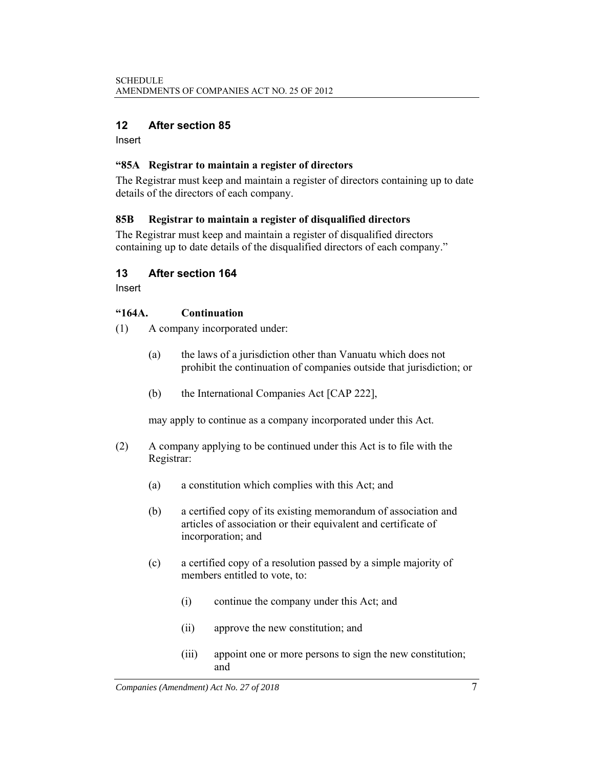## 12 After section 85

Insert

**"85A Registrar to maintain a register of directors**

The Registrar must keep and maintain a register of directors containing up to date details of the directors of each company.

**85B Registrar to maintain a register of disqualified directors**

The Registrar must keep and maintain a register of disqualified directors containing up to date details of the disqualified directors of each company."

## 13 After section 164

Insert

**"164A. Continuation**

(1) A company incorporated under:

   (a) the laws of a jurisdiction other than Vanuatu which does not prohibit the continuation of companies outside that jurisdiction; or

   (b) the International Companies Act [CAP 222],

   may apply to continue as a company incorporated under this Act.

(2) A company applying to be continued under this Act is to file with the Registrar:

   (a) a constitution which complies with this Act; and

   (b) a certified copy of its existing memorandum of association and articles of association or their equivalent and certificate of incorporation; and

   (c) a certified copy of a resolution passed by a simple majority of members entitled to vote, to:

      (i) continue the company under this Act; and

      (ii) approve the new constitution; and

      (iii) appoint one or more persons to sign the new constitution; and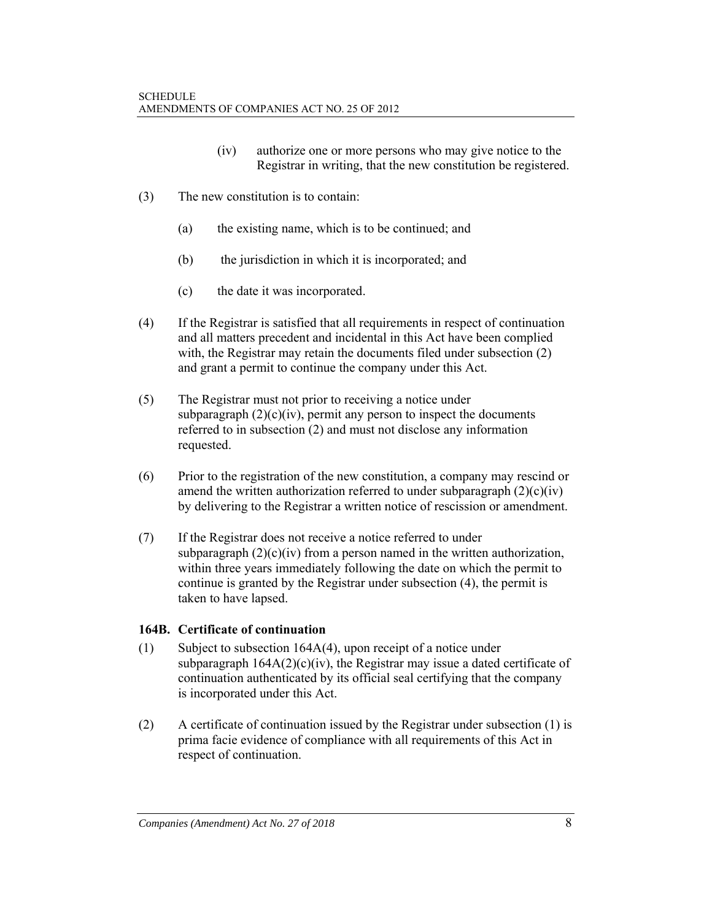(iv) authorize one or more persons who may give notice to the Registrar in writing, that the new constitution be registered.

(3) The new constitution is to contain:

(a) the existing name, which is to be continued; and

(b) the jurisdiction in which it is incorporated; and

(c) the date it was incorporated.

(4) If the Registrar is satisfied that all requirements in respect of continuation and all matters precedent and incidental in this Act have been complied with, the Registrar may retain the documents filed under subsection (2) and grant a permit to continue the company under this Act.

(5) The Registrar must not prior to receiving a notice under subparagraph (2)(c)(iv), permit any person to inspect the documents referred to in subsection (2) and must not disclose any information requested.

(6) Prior to the registration of the new constitution, a company may rescind or amend the written authorization referred to under subparagraph (2)(c)(iv) by delivering to the Registrar a written notice of rescission or amendment.

(7) If the Registrar does not receive a notice referred to under subparagraph (2)(c)(iv) from a person named in the written authorization, within three years immediately following the date on which the permit to continue is granted by the Registrar under subsection (4), the permit is taken to have lapsed.

### 164B. Certificate of continuation

(1) Subject to subsection 164A(4), upon receipt of a notice under subparagraph 164A(2)(c)(iv), the Registrar may issue a dated certificate of continuation authenticated by its official seal certifying that the company is incorporated under this Act.

(2) A certificate of continuation issued by the Registrar under subsection (1) is prima facie evidence of compliance with all requirements of this Act in respect of continuation.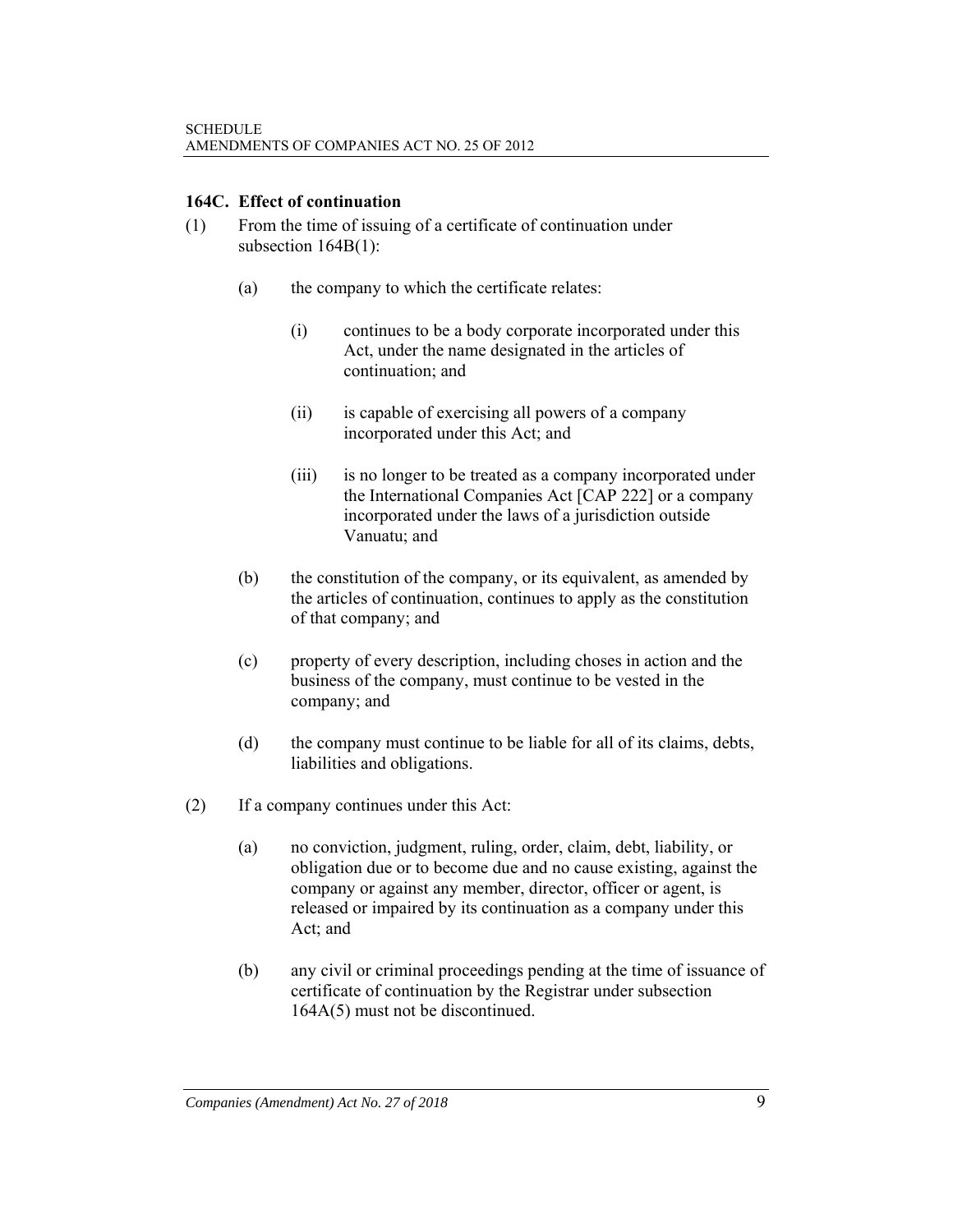**164C. Effect of continuation**

(1) From the time of issuing of a certificate of continuation under subsection 164B(1):

(a) the company to which the certificate relates:

(i) continues to be a body corporate incorporated under this Act, under the name designated in the articles of continuation; and

(ii) is capable of exercising all powers of a company incorporated under this Act; and

(iii) is no longer to be treated as a company incorporated under the International Companies Act [CAP 222] or a company incorporated under the laws of a jurisdiction outside Vanuatu; and

(b) the constitution of the company, or its equivalent, as amended by the articles of continuation, continues to apply as the constitution of that company; and

(c) property of every description, including choses in action and the business of the company, must continue to be vested in the company; and

(d) the company must continue to be liable for all of its claims, debts, liabilities and obligations.

(2) If a company continues under this Act:

(a) no conviction, judgment, ruling, order, claim, debt, liability, or obligation due or to become due and no cause existing, against the company or against any member, director, officer or agent, is released or impaired by its continuation as a company under this Act; and

(b) any civil or criminal proceedings pending at the time of issuance of certificate of continuation by the Registrar under subsection 164A(5) must not be discontinued.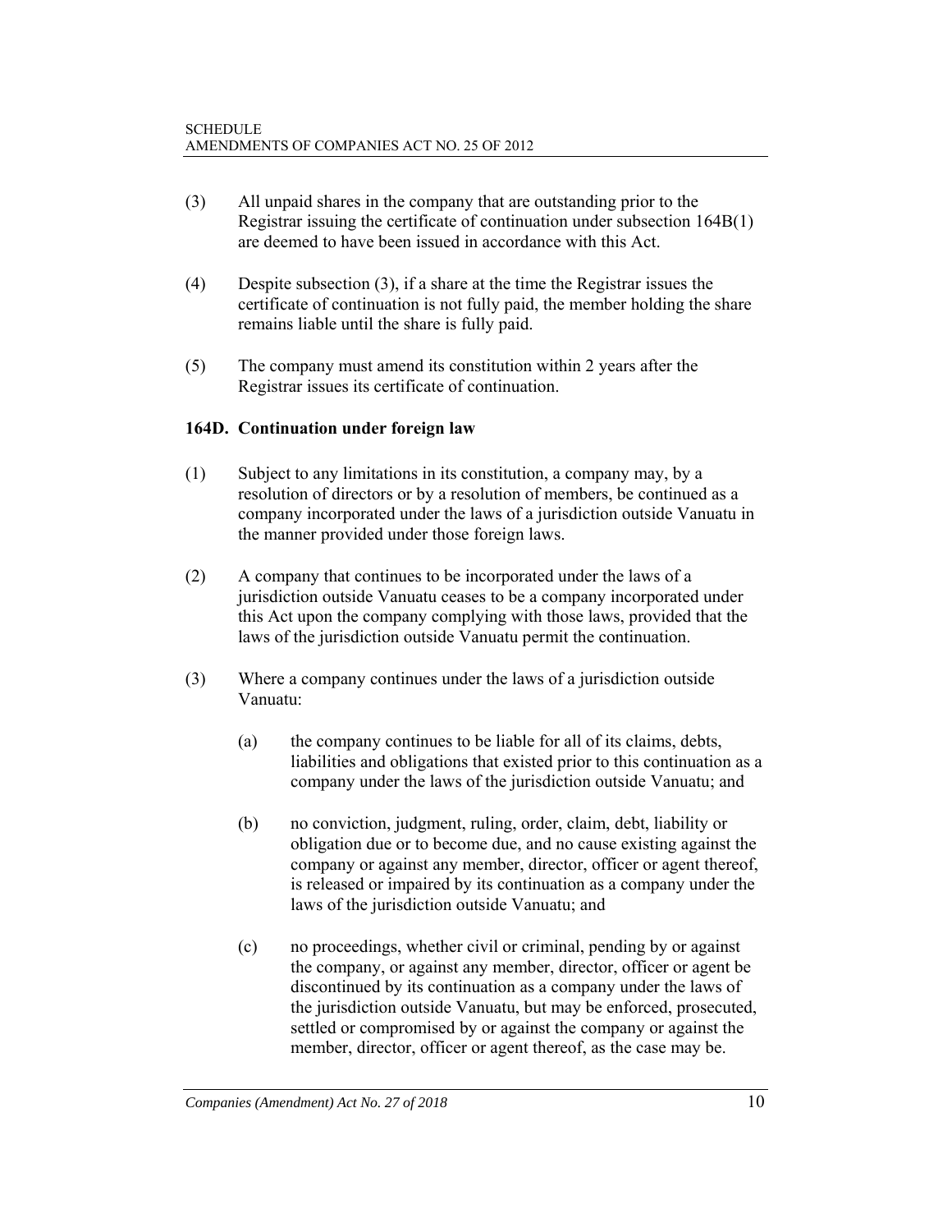(3) All unpaid shares in the company that are outstanding prior to the Registrar issuing the certificate of continuation under subsection 164B(1) are deemed to have been issued in accordance with this Act.

(4) Despite subsection (3), if a share at the time the Registrar issues the certificate of continuation is not fully paid, the member holding the share remains liable until the share is fully paid.

(5) The company must amend its constitution within 2 years after the Registrar issues its certificate of continuation.

**164D. Continuation under foreign law**

(1) Subject to any limitations in its constitution, a company may, by a resolution of directors or by a resolution of members, be continued as a company incorporated under the laws of a jurisdiction outside Vanuatu in the manner provided under those foreign laws.

(2) A company that continues to be incorporated under the laws of a jurisdiction outside Vanuatu ceases to be a company incorporated under this Act upon the company complying with those laws, provided that the laws of the jurisdiction outside Vanuatu permit the continuation.

(3) Where a company continues under the laws of a jurisdiction outside Vanuatu:

(a) the company continues to be liable for all of its claims, debts, liabilities and obligations that existed prior to this continuation as a company under the laws of the jurisdiction outside Vanuatu; and

(b) no conviction, judgment, ruling, order, claim, debt, liability or obligation due or to become due, and no cause existing against the company or against any member, director, officer or agent thereof, is released or impaired by its continuation as a company under the laws of the jurisdiction outside Vanuatu; and

(c) no proceedings, whether civil or criminal, pending by or against the company, or against any member, director, officer or agent be discontinued by its continuation as a company under the laws of the jurisdiction outside Vanuatu, but may be enforced, prosecuted, settled or compromised by or against the company or against the member, director, officer or agent thereof, as the case may be.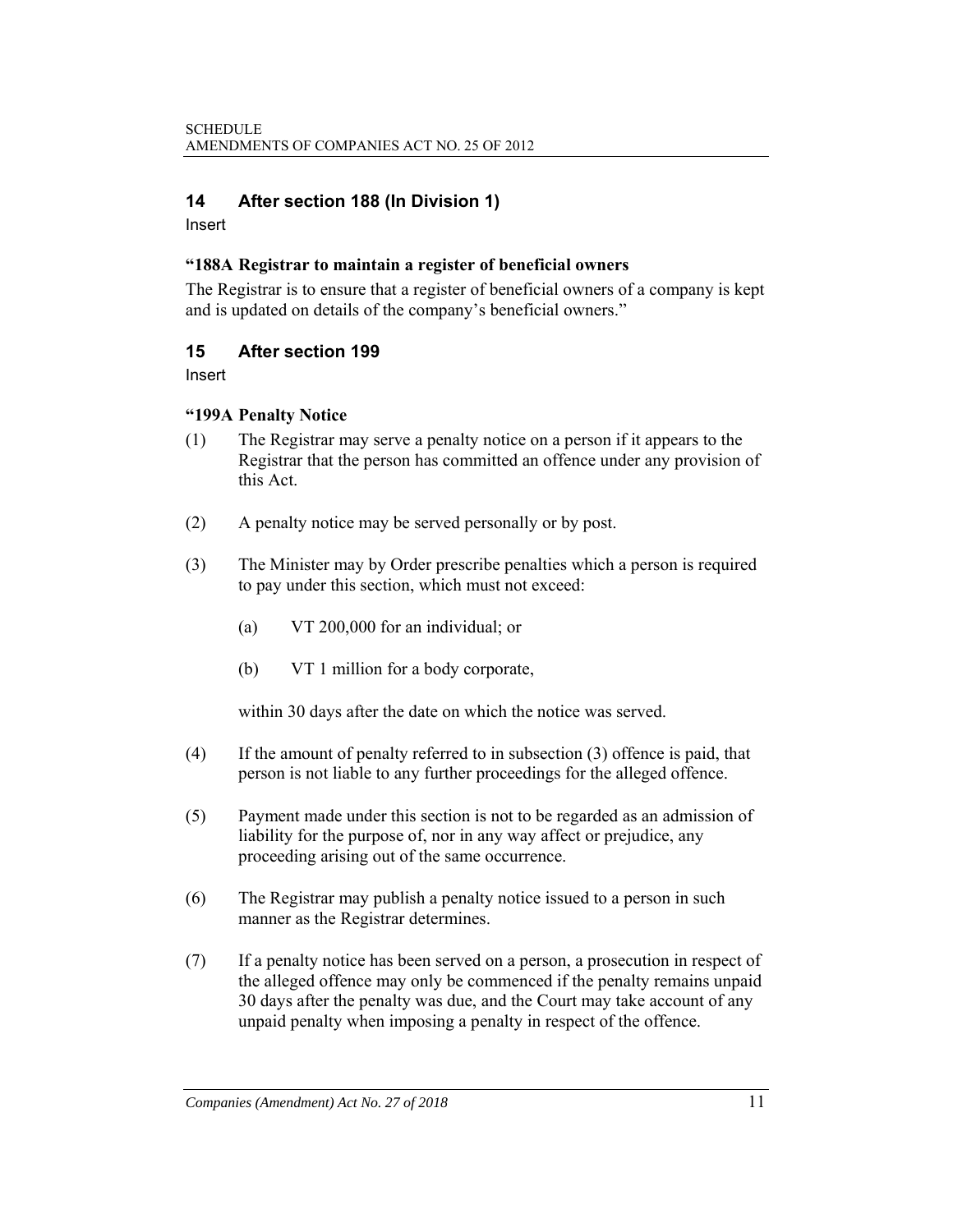## 14 After section 188 (In Division 1)

Insert

**"188A Registrar to maintain a register of beneficial owners**

The Registrar is to ensure that a register of beneficial owners of a company is kept and is updated on details of the company's beneficial owners."

## 15 After section 199

Insert

**"199A Penalty Notice**

(1) The Registrar may serve a penalty notice on a person if it appears to the Registrar that the person has committed an offence under any provision of this Act.

(2) A penalty notice may be served personally or by post.

(3) The Minister may by Order prescribe penalties which a person is required to pay under this section, which must not exceed:

(a) VT 200,000 for an individual; or

(b) VT 1 million for a body corporate,

within 30 days after the date on which the notice was served.

(4) If the amount of penalty referred to in subsection (3) offence is paid, that person is not liable to any further proceedings for the alleged offence.

(5) Payment made under this section is not to be regarded as an admission of liability for the purpose of, nor in any way affect or prejudice, any proceeding arising out of the same occurrence.

(6) The Registrar may publish a penalty notice issued to a person in such manner as the Registrar determines.

(7) If a penalty notice has been served on a person, a prosecution in respect of the alleged offence may only be commenced if the penalty remains unpaid 30 days after the penalty was due, and the Court may take account of any unpaid penalty when imposing a penalty in respect of the offence.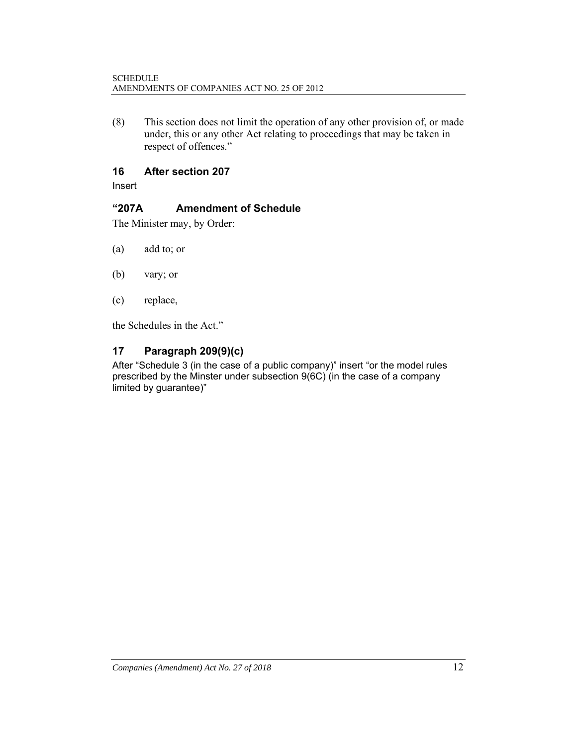(8) This section does not limit the operation of any other provision of, or made under, this or any other Act relating to proceedings that may be taken in respect of offences."

### 16 After section 207

Insert

### "207A Amendment of Schedule

The Minister may, by Order:

(a) add to; or

(b) vary; or

(c) replace,

the Schedules in the Act."

### 17 Paragraph 209(9)(c)

After "Schedule 3 (in the case of a public company)" insert "or the model rules prescribed by the Minster under subsection 9(6C) (in the case of a company limited by guarantee)"